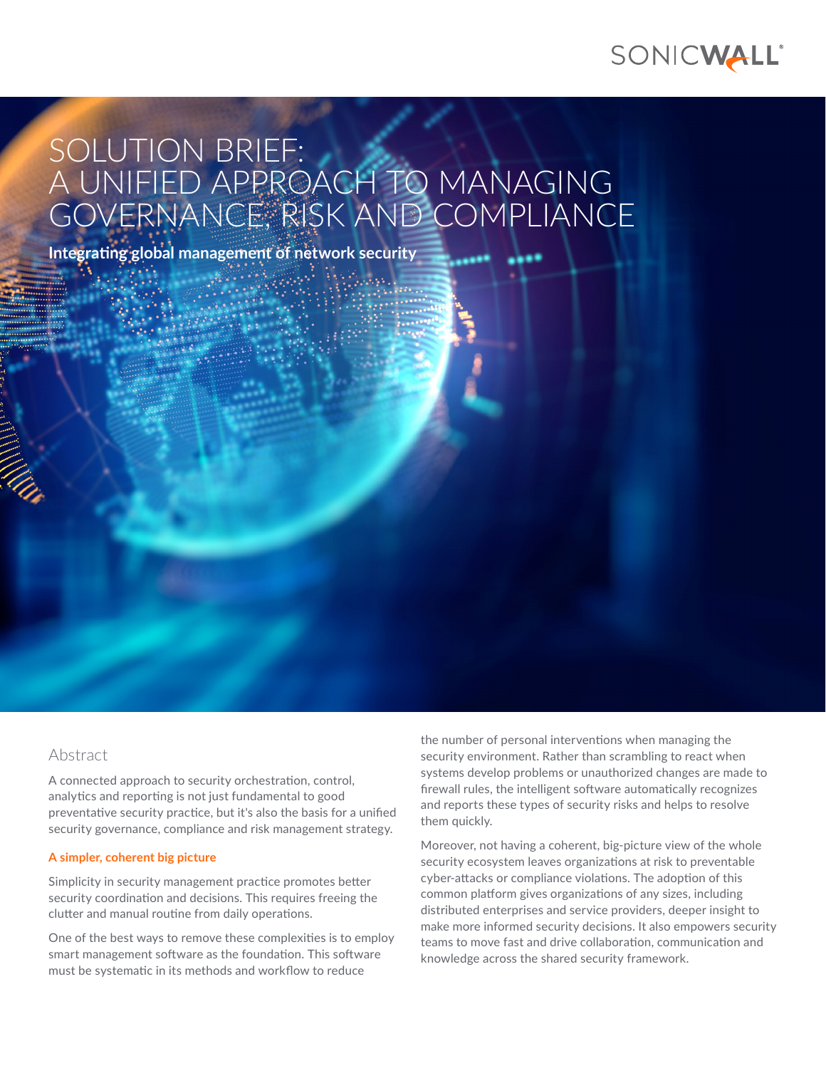# SOLUTION BRIEF: A UNIFIED APPROACH TO MANAGING GOVERNANCE, RISK AND COMPLIANCE

**Integrating global management of network security**

## Abstract

A connected approach to security orchestration, control, analytics and reporting is not just fundamental to good preventative security practice, but it's also the basis for a unified security governance, compliance and risk management strategy.

### A simpler, coherent big picture

Simplicity in security management practice promotes better security coordination and decisions. This requires freeing the clutter and manual routine from daily operations.

One of the best ways to remove these complexities is to employ smart management software as the foundation. This software must be systematic in its methods and workflow to reduce the number of personal interventions when managing the security environment. Rather than scrambling to react when systems develop problems or unauthorized changes are made to firewall rules, the intelligent software automatically recognizes and reports these types of security risks and helps to resolve them quickly.

Moreover, not having a coherent, big-picture view of the whole security ecosystem leaves organizations at risk to preventable cyber-attacks or compliance violations. The adoption of this common platform gives organizations of any sizes, including distributed enterprises and service providers, deeper insight to make more informed security decisions. It also empowers security teams to move fast and drive collaboration, communication and knowledge across the shared security framework.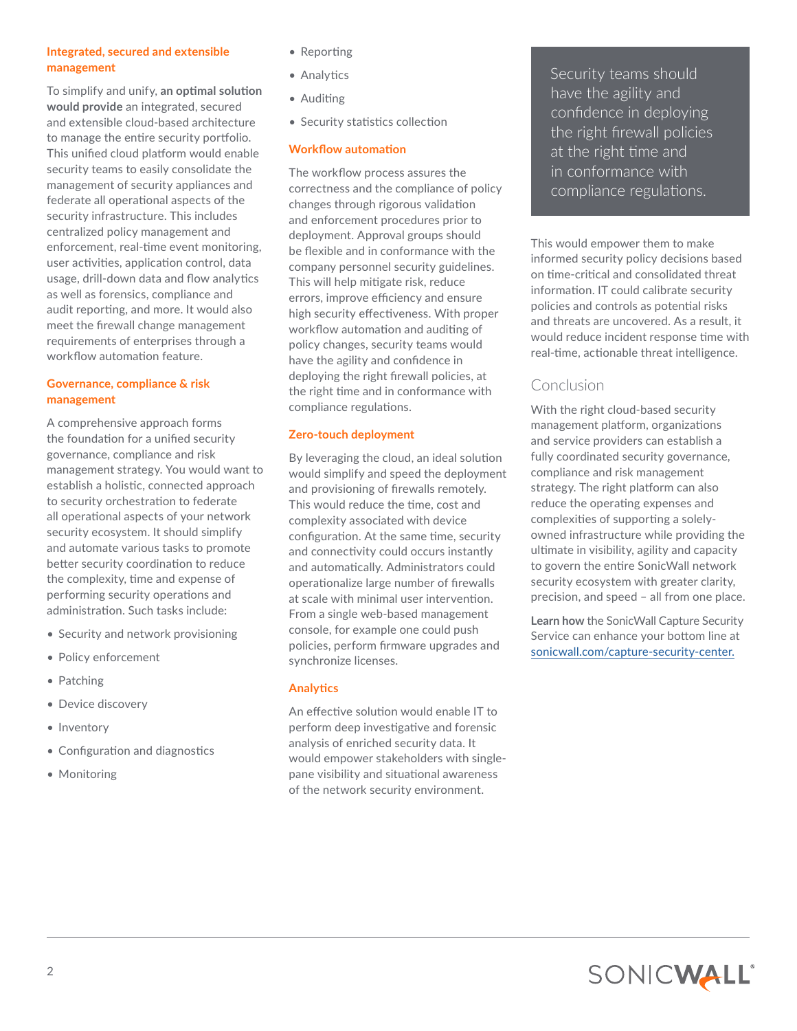### Integrated, secured and extensible management

To simplify and unify, **an optimal solution would provide** an integrated, secured and extensible cloud-based architecture to manage the entire security portfolio. This unified cloud platform would enable security teams to easily consolidate the management of security appliances and federate all operational aspects of the security infrastructure. This includes centralized policy management and enforcement, real-time event monitoring, user activities, application control, data usage, drill-down data and flow analytics as well as forensics, compliance and audit reporting, and more. It would also meet the firewall change management requirements of enterprises through a workflow automation feature.

### Governance, compliance & risk management

A comprehensive approach forms the foundation for a unified security governance, compliance and risk management strategy. You would want to establish a holistic, connected approach to security orchestration to federate all operational aspects of your network security ecosystem. It should simplify and automate various tasks to promote better security coordination to reduce the complexity, time and expense of performing security operations and administration. Such tasks include:

- Security and network provisioning
- Policy enforcement
- Patching
- Device discovery
- Inventory
- Configuration and diagnostics
- Monitoring
- Reporting
- Analytics
- Auditing
- Security statistics collection

### Workflow automation

The workflow process assures the correctness and the compliance of policy changes through rigorous validation and enforcement procedures prior to deployment. Approval groups should be flexible and in conformance with the company personnel security guidelines. This will help mitigate risk, reduce errors, improve efficiency and ensure high security effectiveness. With proper workflow automation and auditing of policy changes, security teams would have the agility and confidence in deploying the right firewall policies, at the right time and in conformance with compliance regulations.

### Zero-touch deployment

By leveraging the cloud, an ideal solution would simplify and speed the deployment and provisioning of firewalls remotely. This would reduce the time, cost and complexity associated with device configuration. At the same time, security and connectivity could occurs instantly and automatically. Administrators could operationalize large number of firewalls at scale with minimal user intervention. From a single web-based management console, for example one could push policies, perform firmware upgrades and synchronize licenses.

### Analytics

An effective solution would enable IT to perform deep investigative and forensic analysis of enriched security data. It would empower stakeholders with single-pane visibility and situational awareness of the network security environment.

> Security teams should have the agility and confidence in deploying the right firewall policies at the right time and in conformance with compliance regulations.

This would empower them to make informed security policy decisions based on time-critical and consolidated threat information. IT could calibrate security policies and controls as potential risks and threats are uncovered. As a result, it would reduce incident response time with real-time, actionable threat intelligence.

## Conclusion

With the right cloud-based security management platform, organizations and service providers can establish a fully coordinated security governance, compliance and risk management strategy. The right platform can also reduce the operating expenses and complexities of supporting a solely-owned infrastructure while providing the ultimate in visibility, agility and capacity to govern the entire SonicWall network security ecosystem with greater clarity, precision, and speed – all from one place.

**Learn how** the SonicWall Capture Security Service can enhance your bottom line at sonicwall.com/capture-security-center.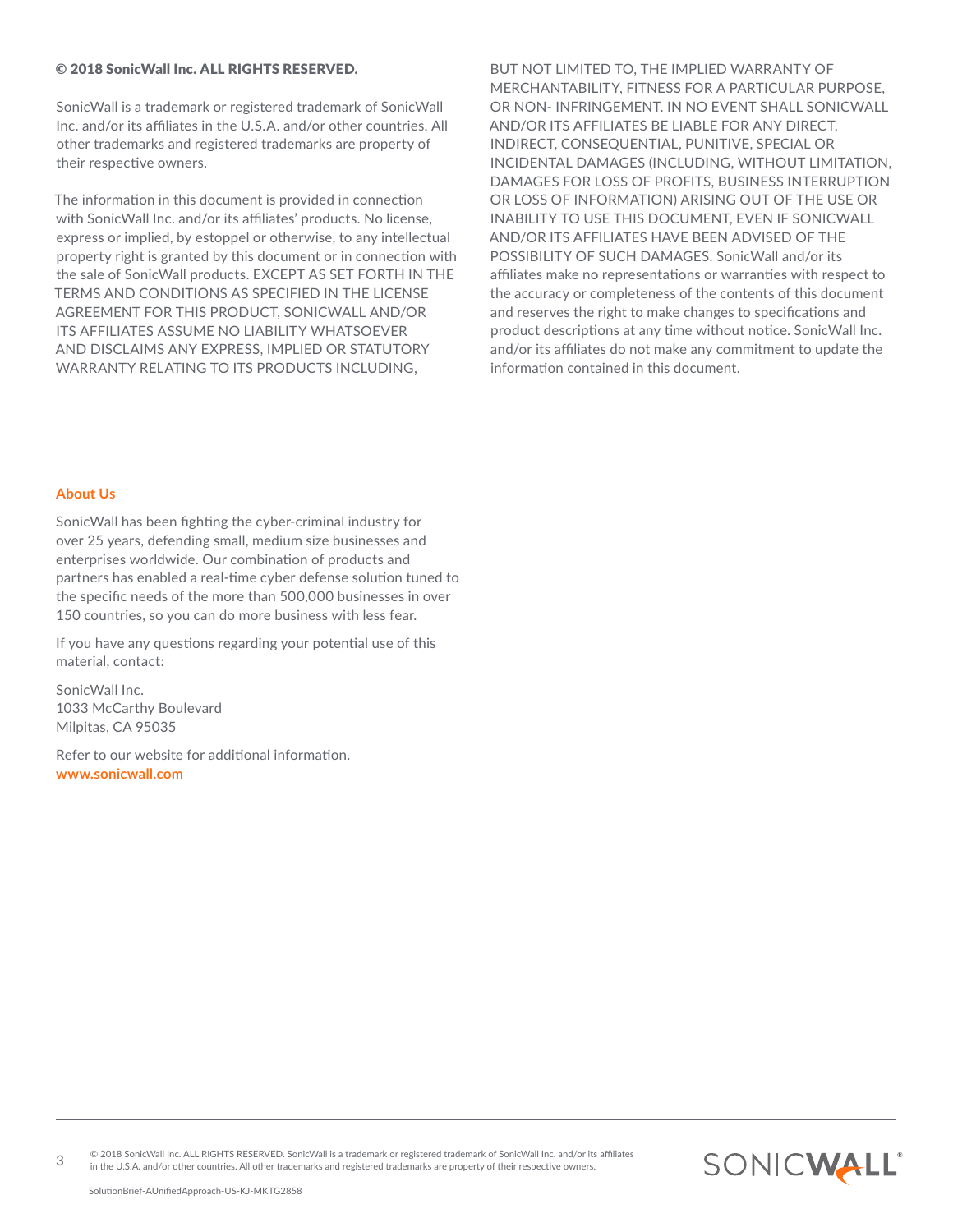## © 2018 SonicWall Inc. ALL RIGHTS RESERVED.

SonicWall is a trademark or registered trademark of SonicWall Inc. and/or its affiliates in the U.S.A. and/or other countries. All other trademarks and registered trademarks are property of their respective owners.

The information in this document is provided in connection with SonicWall Inc. and/or its affiliates' products. No license, express or implied, by estoppel or otherwise, to any intellectual property right is granted by this document or in connection with the sale of SonicWall products. EXCEPT AS SET FORTH IN THE TERMS AND CONDITIONS AS SPECIFIED IN THE LICENSE AGREEMENT FOR THIS PRODUCT, SONICWALL AND/OR ITS AFFILIATES ASSUME NO LIABILITY WHATSOEVER AND DISCLAIMS ANY EXPRESS, IMPLIED OR STATUTORY WARRANTY RELATING TO ITS PRODUCTS INCLUDING, BUT NOT LIMITED TO, THE IMPLIED WARRANTY OF MERCHANTABILITY, FITNESS FOR A PARTICULAR PURPOSE, OR NON- INFRINGEMENT. IN NO EVENT SHALL SONICWALL AND/OR ITS AFFILIATES BE LIABLE FOR ANY DIRECT, INDIRECT, CONSEQUENTIAL, PUNITIVE, SPECIAL OR INCIDENTAL DAMAGES (INCLUDING, WITHOUT LIMITATION, DAMAGES FOR LOSS OF PROFITS, BUSINESS INTERRUPTION OR LOSS OF INFORMATION) ARISING OUT OF THE USE OR INABILITY TO USE THIS DOCUMENT, EVEN IF SONICWALL AND/OR ITS AFFILIATES HAVE BEEN ADVISED OF THE POSSIBILITY OF SUCH DAMAGES. SonicWall and/or its affiliates make no representations or warranties with respect to the accuracy or completeness of the contents of this document and reserves the right to make changes to specifications and product descriptions at any time without notice. SonicWall Inc. and/or its affiliates do not make any commitment to update the information contained in this document.

### About Us

SonicWall has been fighting the cyber-criminal industry for over 25 years, defending small, medium size businesses and enterprises worldwide. Our combination of products and partners has enabled a real-time cyber defense solution tuned to the specific needs of the more than 500,000 businesses in over 150 countries, so you can do more business with less fear.

If you have any questions regarding your potential use of this material, contact:

SonicWall Inc.
1033 McCarthy Boulevard
Milpitas, CA 95035

Refer to our website for additional information.
**www.sonicwall.com**

SolutionBrief-AUnifiedApproach-US-KJ-MKTG2858